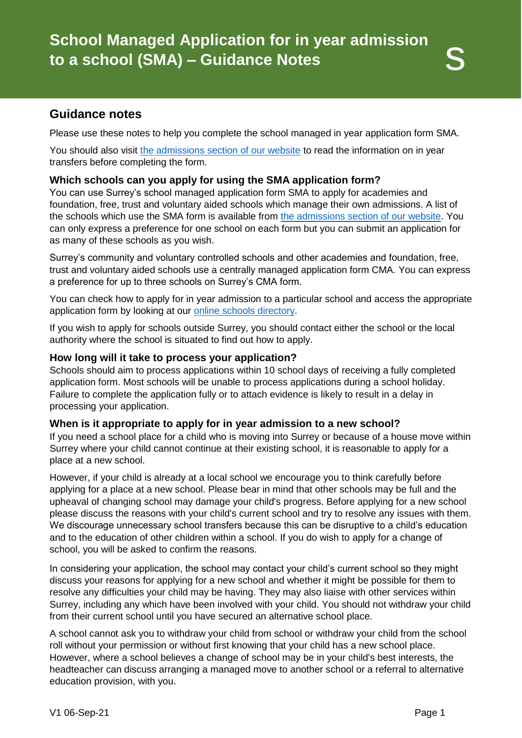# School Managed Application for in year admission to a school (SMA) – Guidance Notes

S

## Guidance notes

Please use these notes to help you complete the school managed in year application form SMA.

You should also visit the admissions section of our website to read the information on in year transfers before completing the form.

### Which schools can you apply for using the SMA application form?

You can use Surrey's school managed application form SMA to apply for academies and foundation, free, trust and voluntary aided schools which manage their own admissions. A list of the schools which use the SMA form is available from the admissions section of our website. You can only express a preference for one school on each form but you can submit an application for as many of these schools as you wish.

Surrey's community and voluntary controlled schools and other academies and foundation, free, trust and voluntary aided schools use a centrally managed application form CMA. You can express a preference for up to three schools on Surrey's CMA form.

You can check how to apply for in year admission to a particular school and access the appropriate application form by looking at our online schools directory.

If you wish to apply for schools outside Surrey, you should contact either the school or the local authority where the school is situated to find out how to apply.

### How long will it take to process your application?

Schools should aim to process applications within 10 school days of receiving a fully completed application form. Most schools will be unable to process applications during a school holiday. Failure to complete the application fully or to attach evidence is likely to result in a delay in processing your application.

### When is it appropriate to apply for in year admission to a new school?

If you need a school place for a child who is moving into Surrey or because of a house move within Surrey where your child cannot continue at their existing school, it is reasonable to apply for a place at a new school.

However, if your child is already at a local school we encourage you to think carefully before applying for a place at a new school. Please bear in mind that other schools may be full and the upheaval of changing school may damage your child's progress. Before applying for a new school please discuss the reasons with your child's current school and try to resolve any issues with them. We discourage unnecessary school transfers because this can be disruptive to a child's education and to the education of other children within a school. If you do wish to apply for a change of school, you will be asked to confirm the reasons.

In considering your application, the school may contact your child's current school so they might discuss your reasons for applying for a new school and whether it might be possible for them to resolve any difficulties your child may be having. They may also liaise with other services within Surrey, including any which have been involved with your child. You should not withdraw your child from their current school until you have secured an alternative school place.

A school cannot ask you to withdraw your child from school or withdraw your child from the school roll without your permission or without first knowing that your child has a new school place. However, where a school believes a change of school may be in your child's best interests, the headteacher can discuss arranging a managed move to another school or a referral to alternative education provision, with you.

V1 06-Sep-21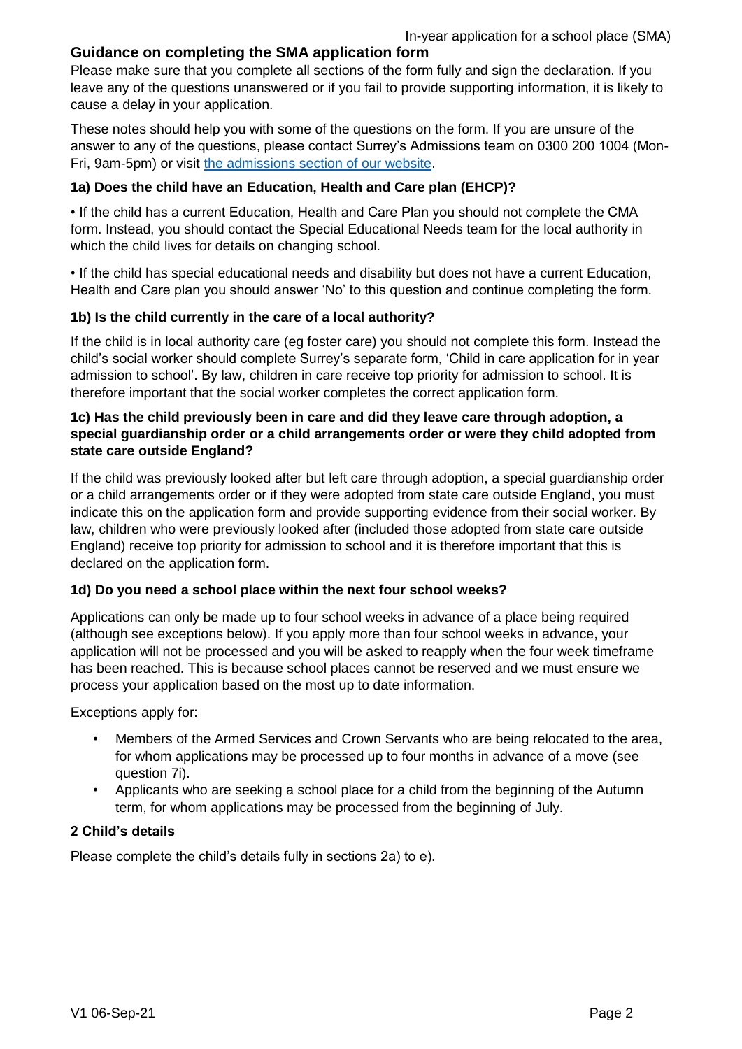## Guidance on completing the SMA application form

Please make sure that you complete all sections of the form fully and sign the declaration. If you leave any of the questions unanswered or if you fail to provide supporting information, it is likely to cause a delay in your application.

These notes should help you with some of the questions on the form. If you are unsure of the answer to any of the questions, please contact Surrey's Admissions team on 0300 200 1004 (Mon-Fri, 9am-5pm) or visit [the admissions section of our website](#).

### 1a) Does the child have an Education, Health and Care plan (EHCP)?

• If the child has a current Education, Health and Care Plan you should not complete the CMA form. Instead, you should contact the Special Educational Needs team for the local authority in which the child lives for details on changing school.

• If the child has special educational needs and disability but does not have a current Education, Health and Care plan you should answer 'No' to this question and continue completing the form.

### 1b) Is the child currently in the care of a local authority?

If the child is in local authority care (eg foster care) you should not complete this form. Instead the child's social worker should complete Surrey's separate form, 'Child in care application for in year admission to school'. By law, children in care receive top priority for admission to school. It is therefore important that the social worker completes the correct application form.

### 1c) Has the child previously been in care and did they leave care through adoption, a special guardianship order or a child arrangements order or were they child adopted from state care outside England?

If the child was previously looked after but left care through adoption, a special guardianship order or a child arrangements order or if they were adopted from state care outside England, you must indicate this on the application form and provide supporting evidence from their social worker. By law, children who were previously looked after (included those adopted from state care outside England) receive top priority for admission to school and it is therefore important that this is declared on the application form.

### 1d) Do you need a school place within the next four school weeks?

Applications can only be made up to four school weeks in advance of a place being required (although see exceptions below). If you apply more than four school weeks in advance, your application will not be processed and you will be asked to reapply when the four week timeframe has been reached. This is because school places cannot be reserved and we must ensure we process your application based on the most up to date information.

Exceptions apply for:

- Members of the Armed Services and Crown Servants who are being relocated to the area, for whom applications may be processed up to four months in advance of a move (see question 7i).
- Applicants who are seeking a school place for a child from the beginning of the Autumn term, for whom applications may be processed from the beginning of July.

### 2 Child's details

Please complete the child's details fully in sections 2a) to e).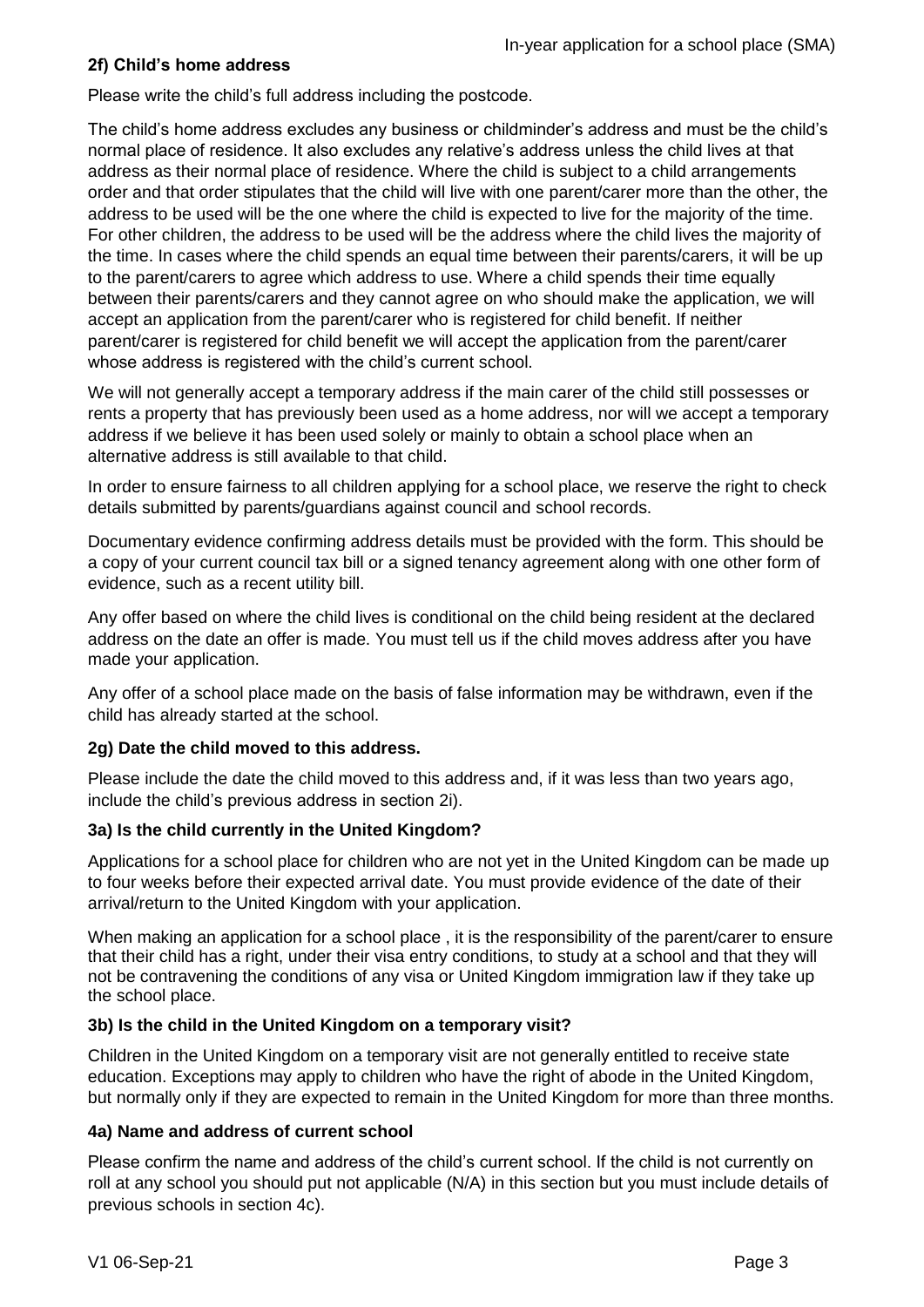#### 2f) Child's home address

Please write the child's full address including the postcode.

The child's home address excludes any business or childminder's address and must be the child's normal place of residence. It also excludes any relative's address unless the child lives at that address as their normal place of residence. Where the child is subject to a child arrangements order and that order stipulates that the child will live with one parent/carer more than the other, the address to be used will be the one where the child is expected to live for the majority of the time. For other children, the address to be used will be the address where the child lives the majority of the time. In cases where the child spends an equal time between their parents/carers, it will be up to the parent/carers to agree which address to use. Where a child spends their time equally between their parents/carers and they cannot agree on who should make the application, we will accept an application from the parent/carer who is registered for child benefit. If neither parent/carer is registered for child benefit we will accept the application from the parent/carer whose address is registered with the child's current school.

We will not generally accept a temporary address if the main carer of the child still possesses or rents a property that has previously been used as a home address, nor will we accept a temporary address if we believe it has been used solely or mainly to obtain a school place when an alternative address is still available to that child.

In order to ensure fairness to all children applying for a school place, we reserve the right to check details submitted by parents/guardians against council and school records.

Documentary evidence confirming address details must be provided with the form. This should be a copy of your current council tax bill or a signed tenancy agreement along with one other form of evidence, such as a recent utility bill.

Any offer based on where the child lives is conditional on the child being resident at the declared address on the date an offer is made. You must tell us if the child moves address after you have made your application.

Any offer of a school place made on the basis of false information may be withdrawn, even if the child has already started at the school.

#### 2g) Date the child moved to this address.

Please include the date the child moved to this address and, if it was less than two years ago, include the child's previous address in section 2i).

#### 3a) Is the child currently in the United Kingdom?

Applications for a school place for children who are not yet in the United Kingdom can be made up to four weeks before their expected arrival date. You must provide evidence of the date of their arrival/return to the United Kingdom with your application.

When making an application for a school place , it is the responsibility of the parent/carer to ensure that their child has a right, under their visa entry conditions, to study at a school and that they will not be contravening the conditions of any visa or United Kingdom immigration law if they take up the school place.

#### 3b) Is the child in the United Kingdom on a temporary visit?

Children in the United Kingdom on a temporary visit are not generally entitled to receive state education. Exceptions may apply to children who have the right of abode in the United Kingdom, but normally only if they are expected to remain in the United Kingdom for more than three months.

#### 4a) Name and address of current school

Please confirm the name and address of the child's current school. If the child is not currently on roll at any school you should put not applicable (N/A) in this section but you must include details of previous schools in section 4c).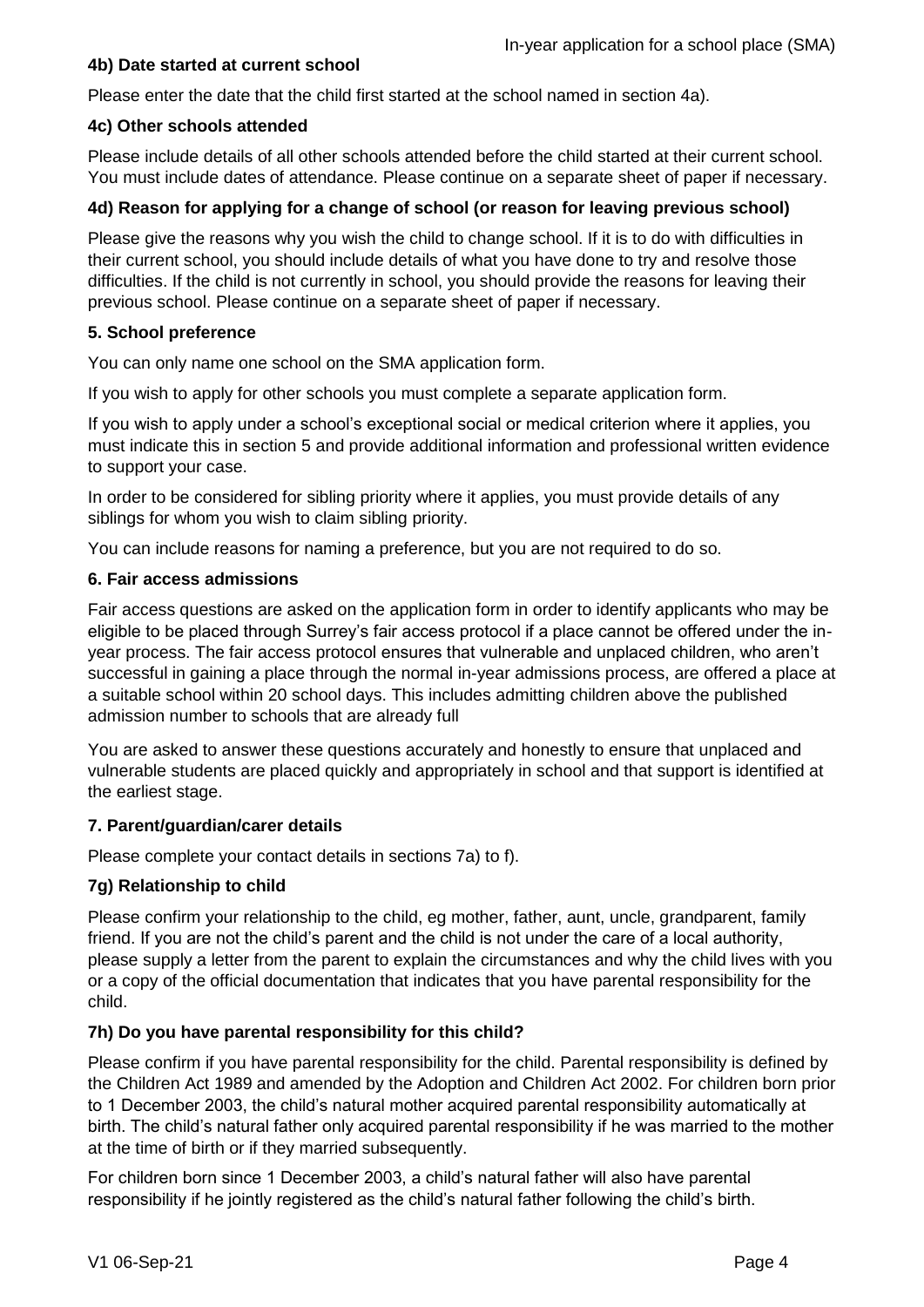#### 4b) Date started at current school

Please enter the date that the child first started at the school named in section 4a).

#### 4c) Other schools attended

Please include details of all other schools attended before the child started at their current school. You must include dates of attendance. Please continue on a separate sheet of paper if necessary.

#### 4d) Reason for applying for a change of school (or reason for leaving previous school)

Please give the reasons why you wish the child to change school. If it is to do with difficulties in their current school, you should include details of what you have done to try and resolve those difficulties. If the child is not currently in school, you should provide the reasons for leaving their previous school. Please continue on a separate sheet of paper if necessary.

#### 5. School preference

You can only name one school on the SMA application form.

If you wish to apply for other schools you must complete a separate application form.

If you wish to apply under a school's exceptional social or medical criterion where it applies, you must indicate this in section 5 and provide additional information and professional written evidence to support your case.

In order to be considered for sibling priority where it applies, you must provide details of any siblings for whom you wish to claim sibling priority.

You can include reasons for naming a preference, but you are not required to do so.

#### 6. Fair access admissions

Fair access questions are asked on the application form in order to identify applicants who may be eligible to be placed through Surrey's fair access protocol if a place cannot be offered under the in-year process. The fair access protocol ensures that vulnerable and unplaced children, who aren't successful in gaining a place through the normal in-year admissions process, are offered a place at a suitable school within 20 school days. This includes admitting children above the published admission number to schools that are already full

You are asked to answer these questions accurately and honestly to ensure that unplaced and vulnerable students are placed quickly and appropriately in school and that support is identified at the earliest stage.

#### 7. Parent/guardian/carer details

Please complete your contact details in sections 7a) to f).

#### 7g) Relationship to child

Please confirm your relationship to the child, eg mother, father, aunt, uncle, grandparent, family friend. If you are not the child's parent and the child is not under the care of a local authority, please supply a letter from the parent to explain the circumstances and why the child lives with you or a copy of the official documentation that indicates that you have parental responsibility for the child.

#### 7h) Do you have parental responsibility for this child?

Please confirm if you have parental responsibility for the child. Parental responsibility is defined by the Children Act 1989 and amended by the Adoption and Children Act 2002. For children born prior to 1 December 2003, the child's natural mother acquired parental responsibility automatically at birth. The child's natural father only acquired parental responsibility if he was married to the mother at the time of birth or if they married subsequently.

For children born since 1 December 2003, a child's natural father will also have parental responsibility if he jointly registered as the child's natural father following the child's birth.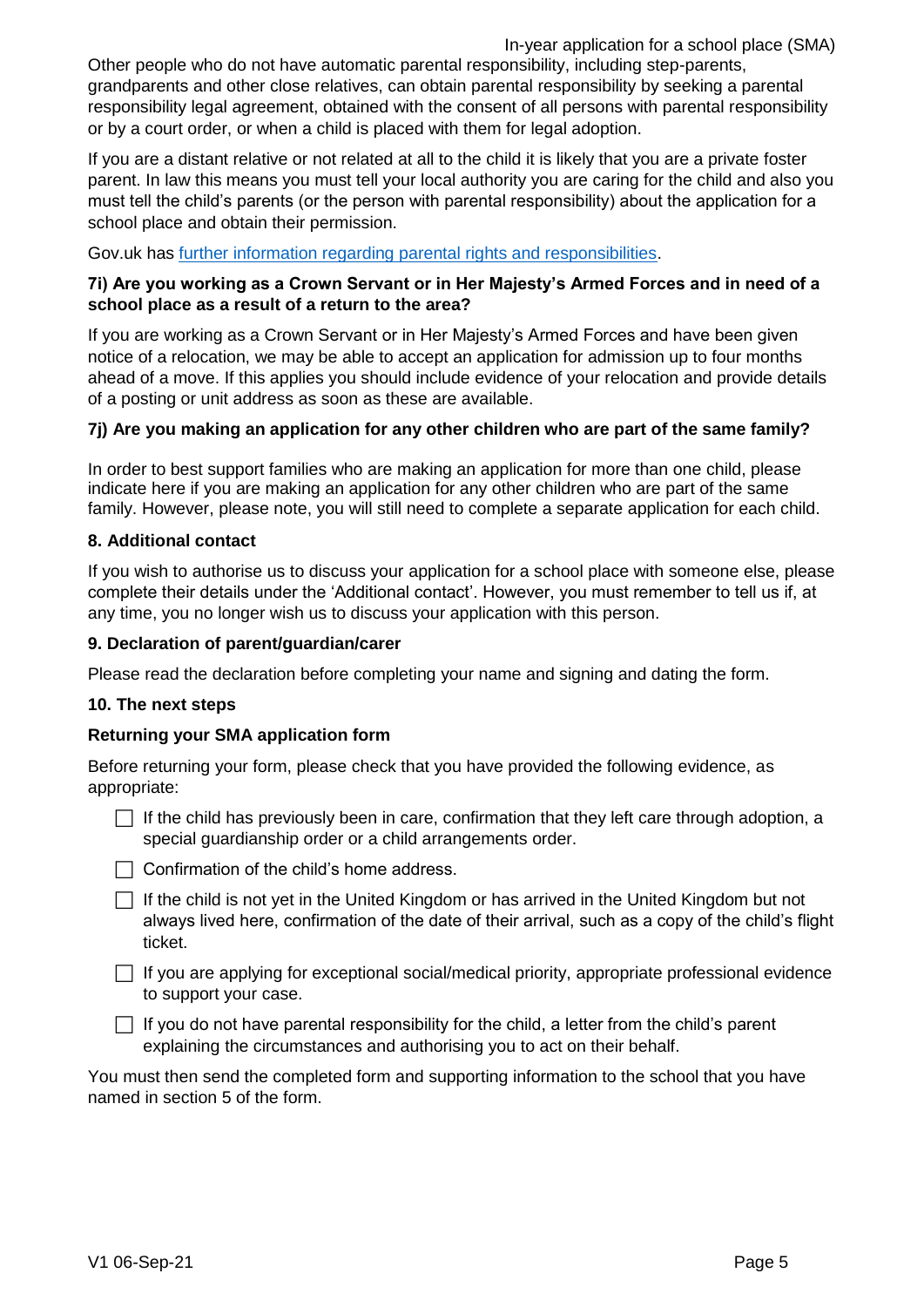Other people who do not have automatic parental responsibility, including step-parents, grandparents and other close relatives, can obtain parental responsibility by seeking a parental responsibility legal agreement, obtained with the consent of all persons with parental responsibility or by a court order, or when a child is placed with them for legal adoption.

If you are a distant relative or not related at all to the child it is likely that you are a private foster parent. In law this means you must tell your local authority you are caring for the child and also you must tell the child's parents (or the person with parental responsibility) about the application for a school place and obtain their permission.

Gov.uk has further information regarding parental rights and responsibilities.

**7i) Are you working as a Crown Servant or in Her Majesty's Armed Forces and in need of a school place as a result of a return to the area?**

If you are working as a Crown Servant or in Her Majesty's Armed Forces and have been given notice of a relocation, we may be able to accept an application for admission up to four months ahead of a move. If this applies you should include evidence of your relocation and provide details of a posting or unit address as soon as these are available.

**7j) Are you making an application for any other children who are part of the same family?**

In order to best support families who are making an application for more than one child, please indicate here if you are making an application for any other children who are part of the same family. However, please note, you will still need to complete a separate application for each child.

**8. Additional contact**

If you wish to authorise us to discuss your application for a school place with someone else, please complete their details under the 'Additional contact'. However, you must remember to tell us if, at any time, you no longer wish us to discuss your application with this person.

**9. Declaration of parent/guardian/carer**

Please read the declaration before completing your name and signing and dating the form.

**10. The next steps**

**Returning your SMA application form**

Before returning your form, please check that you have provided the following evidence, as appropriate:

- ☐ If the child has previously been in care, confirmation that they left care through adoption, a special guardianship order or a child arrangements order.
- ☐ Confirmation of the child's home address.
- ☐ If the child is not yet in the United Kingdom or has arrived in the United Kingdom but not always lived here, confirmation of the date of their arrival, such as a copy of the child's flight ticket.
- ☐ If you are applying for exceptional social/medical priority, appropriate professional evidence to support your case.
- ☐ If you do not have parental responsibility for the child, a letter from the child's parent explaining the circumstances and authorising you to act on their behalf.

You must then send the completed form and supporting information to the school that you have named in section 5 of the form.

V1 06-Sep-21